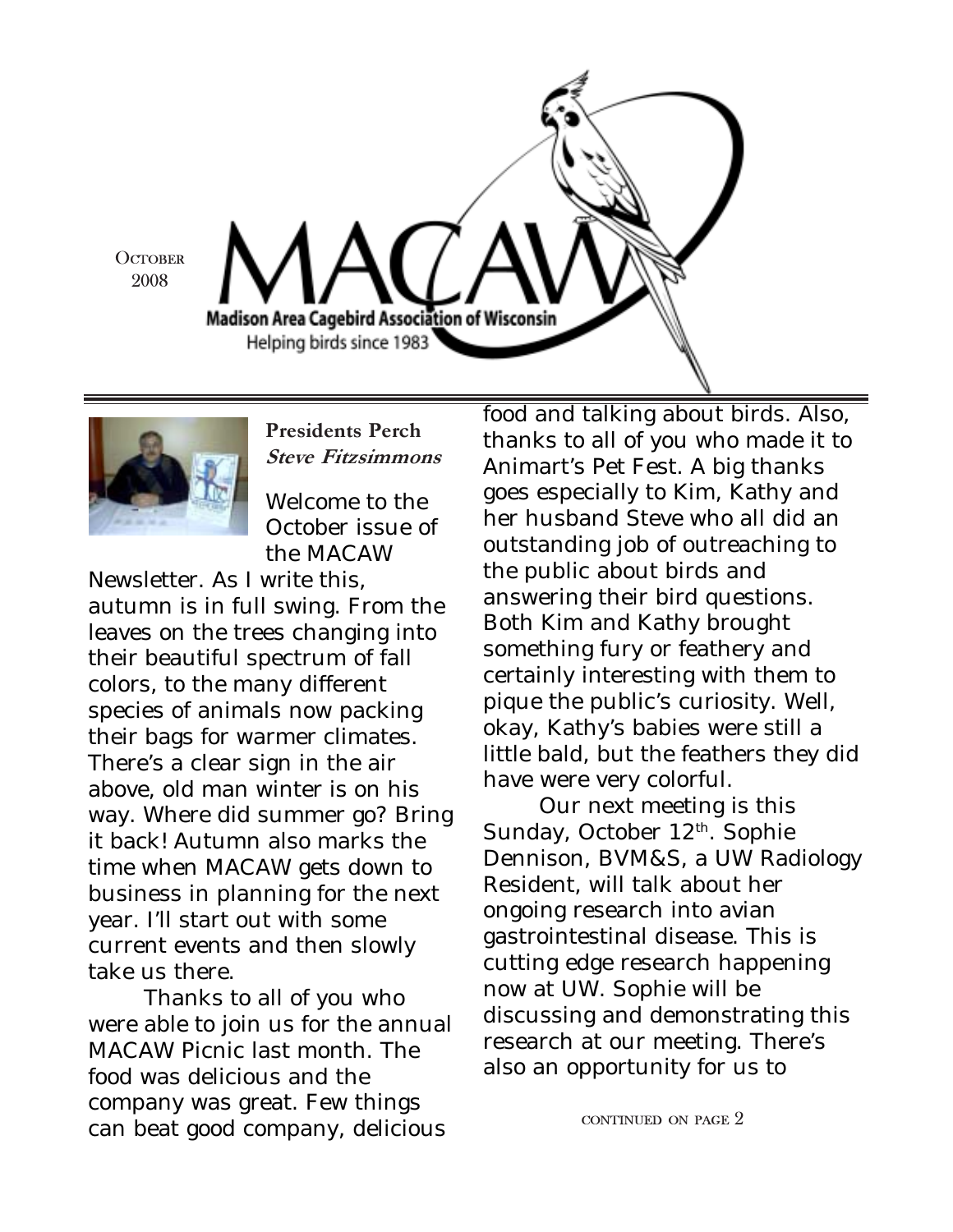October 2008

# MACAW

Madison Area Cagebird Association of Wisconsin

Helping birds since 1983

## Presidents Perch

***Steve Fitzsimmons***

Welcome to the October issue of the MACAW Newsletter. As I write this, autumn is in full swing. From the leaves on the trees changing into their beautiful spectrum of fall colors, to the many different species of animals now packing their bags for warmer climates. There's a clear sign in the air above, old man winter is on his way. Where did summer go? Bring it back! Autumn also marks the time when MACAW gets down to business in planning for the next year. I'll start out with some current events and then slowly take us there.

Thanks to all of you who were able to join us for the annual MACAW Picnic last month. The food was delicious and the company was great. Few things can beat good company, delicious food and talking about birds. Also, thanks to all of you who made it to Animart's Pet Fest. A big thanks goes especially to Kim, Kathy and her husband Steve who all did an outstanding job of outreaching to the public about birds and answering their bird questions. Both Kim and Kathy brought something fury or feathery and certainly interesting with them to pique the public's curiosity. Well, okay, Kathy's babies were still a little bald, but the feathers they did have were very colorful.

Our next meeting is this Sunday, October 12th. Sophie Dennison, BVM&S, a UW Radiology Resident, will talk about her ongoing research into avian gastrointestinal disease. This is cutting edge research happening now at UW. Sophie will be discussing and demonstrating this research at our meeting. There's also an opportunity for us to

continued on page 2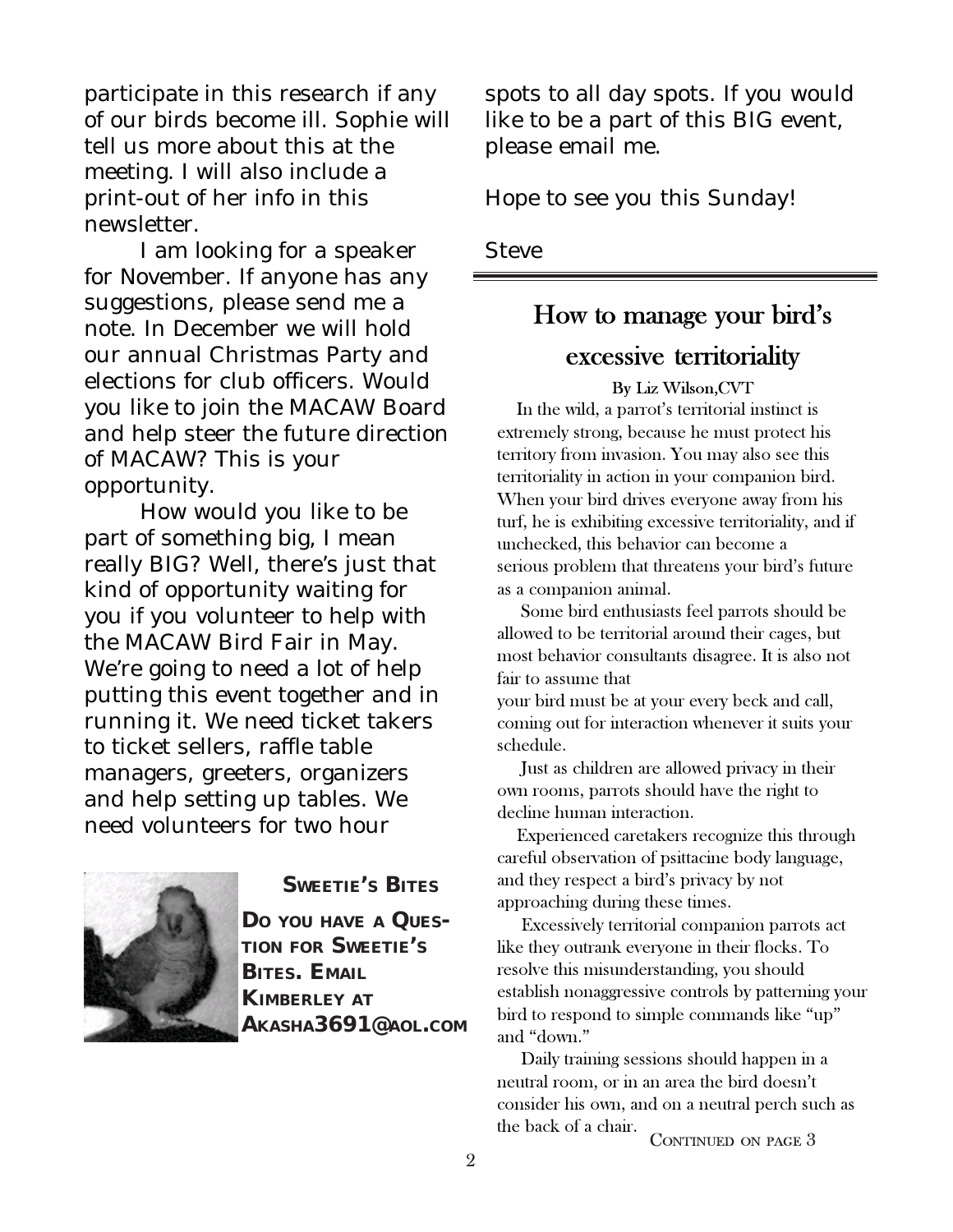participate in this research if any of our birds become ill. Sophie will tell us more about this at the meeting. I will also include a print-out of her info in this newsletter.

I am looking for a speaker for November. If anyone has any suggestions, please send me a note. In December we will hold our annual Christmas Party and elections for club officers. Would you like to join the MACAW Board and help steer the future direction of MACAW? This is your opportunity.

How would you like to be part of something big, I mean really BIG? Well, there's just that kind of opportunity waiting for you if you volunteer to help with the MACAW Bird Fair in May. We're going to need a lot of help putting this event together and in running it. We need ticket takers to ticket sellers, raffle table managers, greeters, organizers and help setting up tables. We need volunteers for two hour spots to all day spots. If you would like to be a part of this BIG event, please email me.

Hope to see you this Sunday!

Steve

### Sweetie's Bites

**Do you have a Question for Sweetie's Bites. Email Kimberley at Akasha3691@aol.com**

---

## How to manage your bird's excessive territoriality

By Liz Wilson,CVT

In the wild, a parrot's territorial instinct is extremely strong, because he must protect his territory from invasion. You may also see this territoriality in action in your companion bird. When your bird drives everyone away from his turf, he is exhibiting excessive territoriality, and if unchecked, this behavior can become a serious problem that threatens your bird's future as a companion animal.

Some bird enthusiasts feel parrots should be allowed to be territorial around their cages, but most behavior consultants disagree. It is also not fair to assume that your bird must be at your every beck and call, coming out for interaction whenever it suits your schedule.

Just as children are allowed privacy in their own rooms, parrots should have the right to decline human interaction.

Experienced caretakers recognize this through careful observation of psittacine body language, and they respect a bird's privacy by not approaching during these times.

Excessively territorial companion parrots act like they outrank everyone in their flocks. To resolve this misunderstanding, you should establish nonaggressive controls by patterning your bird to respond to simple commands like "up" and "down."

Daily training sessions should happen in a neutral room, or in an area the bird doesn't consider his own, and on a neutral perch such as the back of a chair.

Continued on page 3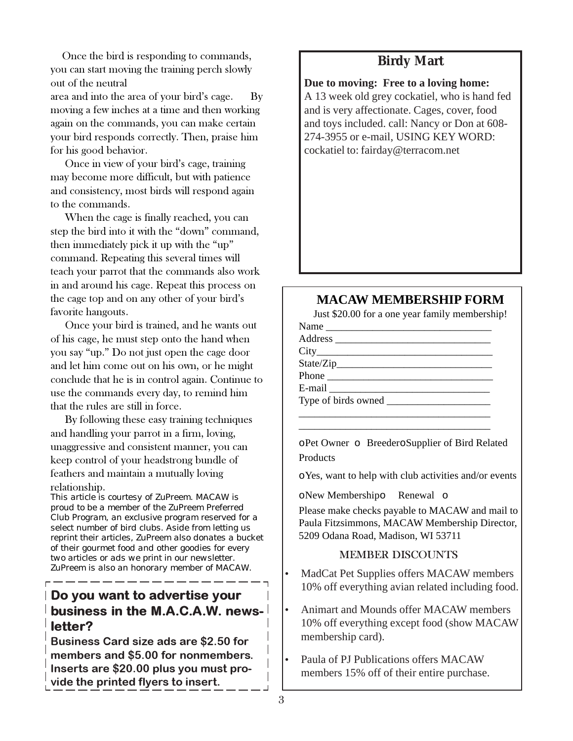Once the bird is responding to commands, you can start moving the training perch slowly out of the neutral area and into the area of your bird's cage. By moving a few inches at a time and then working again on the commands, you can make certain your bird responds correctly. Then, praise him for his good behavior.

Once in view of your bird's cage, training may become more difficult, but with patience and consistency, most birds will respond again to the commands.

When the cage is finally reached, you can step the bird into it with the "down" command, then immediately pick it up with the "up" command. Repeating this several times will teach your parrot that the commands also work in and around his cage. Repeat this process on the cage top and on any other of your bird's favorite hangouts.

Once your bird is trained, and he wants out of his cage, he must step onto the hand when you say "up." Do not just open the cage door and let him come out on his own, or he might conclude that he is in control again. Continue to use the commands every day, to remind him that the rules are still in force.

By following these easy training techniques and handling your parrot in a firm, loving, unaggressive and consistent manner, you can keep control of your headstrong bundle of feathers and maintain a mutually loving relationship.

This article is courtesy of ZuPreem. MACAW is proud to be a member of the ZuPreem Preferred Club Program, an exclusive program reserved for a select number of bird clubs. Aside from letting us reprint their articles, ZuPreem also donates a bucket of their gourmet food and other goodies for every two articles or ads we print in our newsletter. ZuPreem is also an honorary member of MACAW.

## Do you want to advertise your business in the M.A.C.A.W. newsletter?

**Business Card size ads are $2.50 for members and $5.00 for nonmembers. Inserts are $20.00 plus you must provide the printed flyers to insert.**

## Birdy Mart

**Due to moving: Free to a loving home:**
A 13 week old grey cockatiel, who is hand fed and is very affectionate. Cages, cover, food and toys included. call: Nancy or Don at 608-274-3955 or e-mail, USING KEY WORD: cockatiel to: fairday@terracom.net

## MACAW MEMBERSHIP FORM

Just $20.00 for a one year family membership!

Name ________________________________
Address ______________________________
City__________________________________
State/Zip______________________________
Phone ________________________________
E-mail _______________________________
Type of birds owned ____________________
_____________________________________
_____________________________________

o Pet Owner o Breeder o Supplier of Bird Related Products

o Yes, want to help with club activities and/or events

o New Membership o Renewal o

Please make checks payable to MACAW and mail to Paula Fitzsimmons, MACAW Membership Director, 5209 Odana Road, Madison, WI 53711

### MEMBER DISCOUNTS

- MadCat Pet Supplies offers MACAW members 10% off everything avian related including food.
- Animart and Mounds offer MACAW members 10% off everything except food (show MACAW membership card).
- Paula of PJ Publications offers MACAW members 15% off of their entire purchase.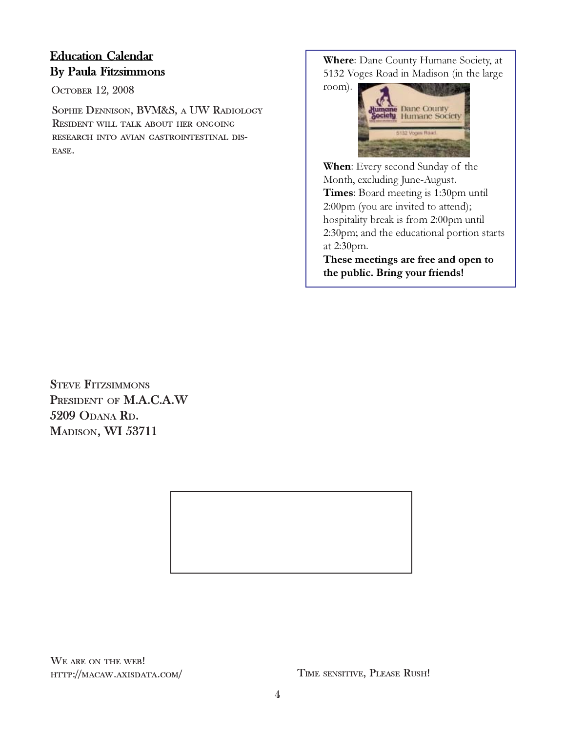## Education Calendar
## By Paula Fitzsimmons

October 12, 2008

Sophie Dennison, BVM&S, a UW Radiology Resident will talk about her ongoing research into avian gastrointestinal disease.

**Where**: Dane County Humane Society, at 5132 Voges Road in Madison (in the large room).

**When**: Every second Sunday of the Month, excluding June-August.
**Times**: Board meeting is 1:30pm until 2:00pm (you are invited to attend); hospitality break is from 2:00pm until 2:30pm; and the educational portion starts at 2:30pm.
**These meetings are free and open to the public. Bring your friends!**

**Steve Fitzsimmons**
**President of M.A.C.A.W**
**5209 Odana Rd.**
**Madison, WI 53711**

We are on the web!
http://macaw.axisdata.com/

Time sensitive, Please Rush!